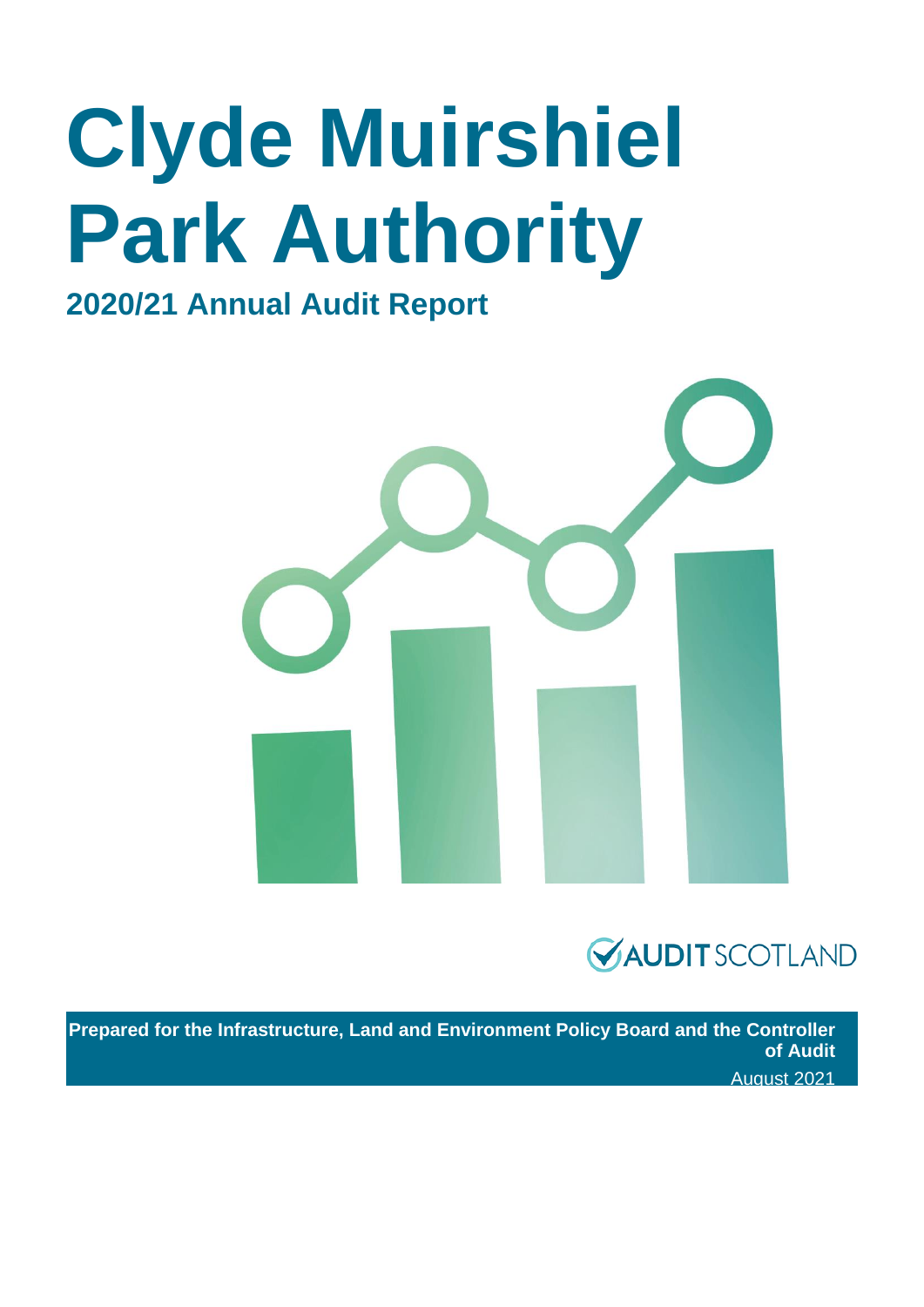# Clyde Muirshiel Park Authority

## 2020/21 Annual Audit Report

AUDIT SCOTLAND

**Prepared for the Infrastructure, Land and Environment Policy Board and the Controller of Audit**

August 2021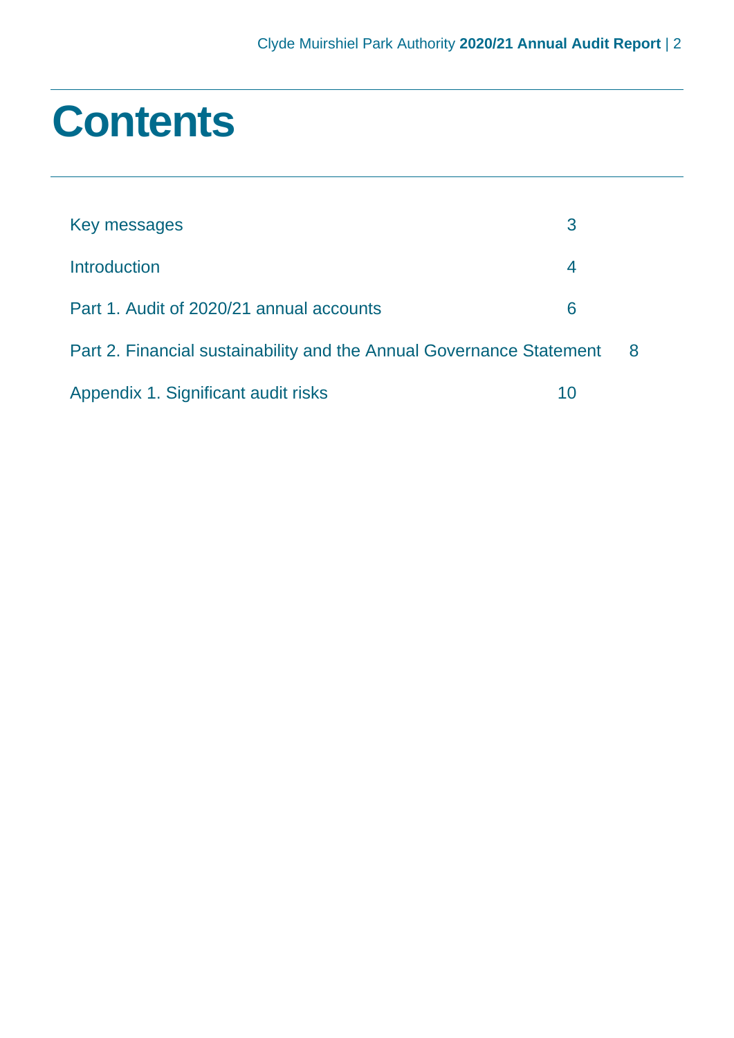# Contents

| | |
|---|---|
| Key messages | 3 |
| Introduction | 4 |
| Part 1. Audit of 2020/21 annual accounts | 6 |
| Part 2. Financial sustainability and the Annual Governance Statement | 8 |
| Appendix 1. Significant audit risks | 10 |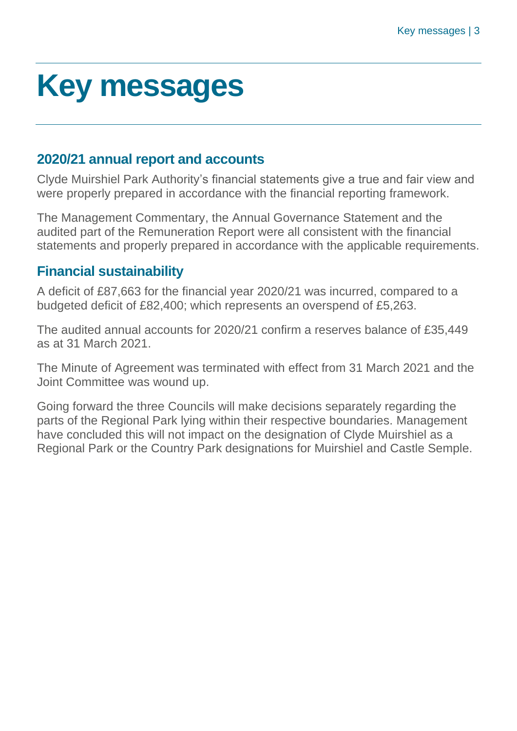# Key messages

## 2020/21 annual report and accounts

Clyde Muirshiel Park Authority's financial statements give a true and fair view and were properly prepared in accordance with the financial reporting framework.

The Management Commentary, the Annual Governance Statement and the audited part of the Remuneration Report were all consistent with the financial statements and properly prepared in accordance with the applicable requirements.

## Financial sustainability

A deficit of £87,663 for the financial year 2020/21 was incurred, compared to a budgeted deficit of £82,400; which represents an overspend of £5,263.

The audited annual accounts for 2020/21 confirm a reserves balance of £35,449 as at 31 March 2021.

The Minute of Agreement was terminated with effect from 31 March 2021 and the Joint Committee was wound up.

Going forward the three Councils will make decisions separately regarding the parts of the Regional Park lying within their respective boundaries. Management have concluded this will not impact on the designation of Clyde Muirshiel as a Regional Park or the Country Park designations for Muirshiel and Castle Semple.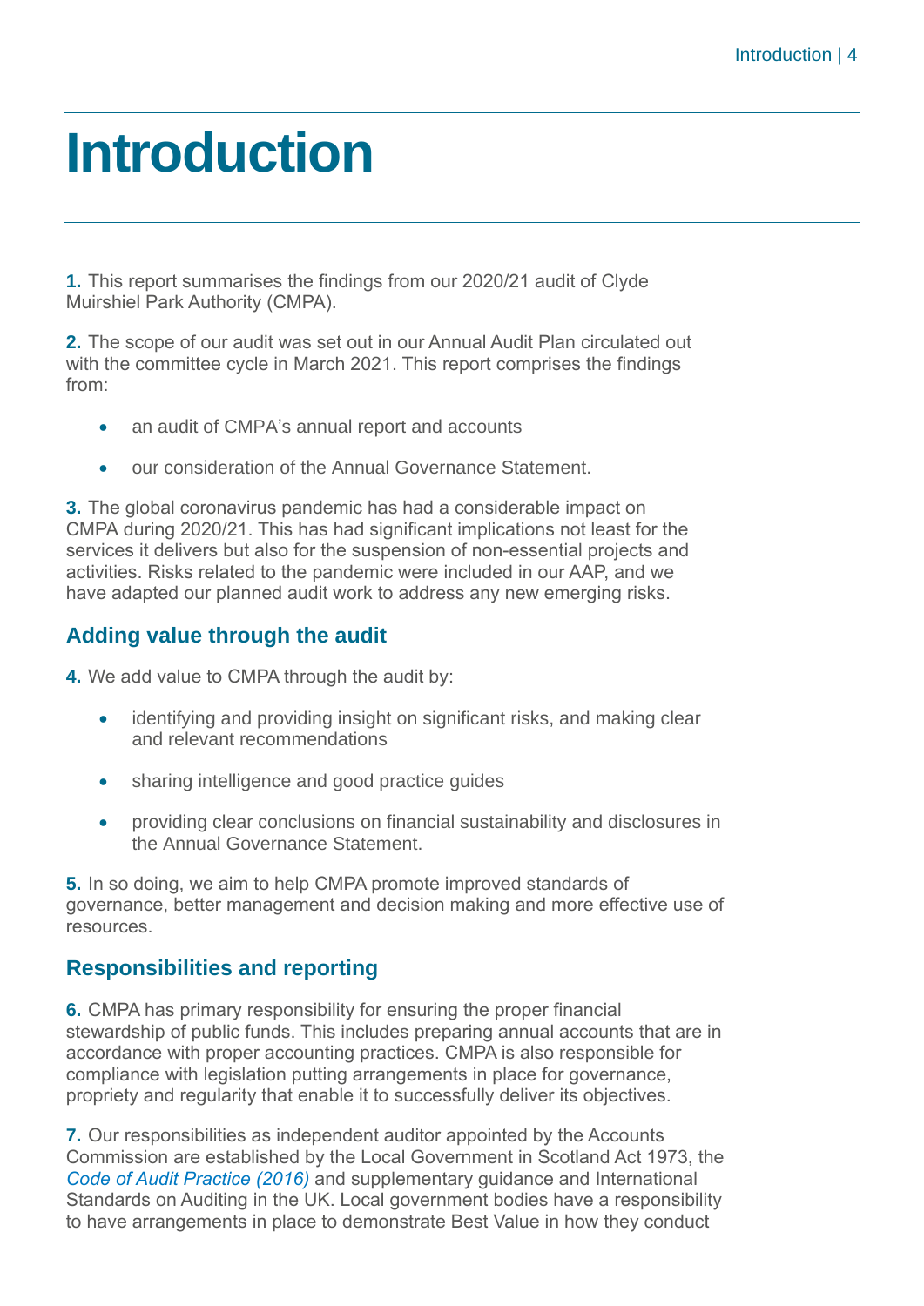# Introduction

**1.** This report summarises the findings from our 2020/21 audit of Clyde Muirshiel Park Authority (CMPA).

**2.** The scope of our audit was set out in our Annual Audit Plan circulated out with the committee cycle in March 2021. This report comprises the findings from:

- an audit of CMPA's annual report and accounts
- our consideration of the Annual Governance Statement.

**3.** The global coronavirus pandemic has had a considerable impact on CMPA during 2020/21. This has had significant implications not least for the services it delivers but also for the suspension of non-essential projects and activities. Risks related to the pandemic were included in our AAP, and we have adapted our planned audit work to address any new emerging risks.

## Adding value through the audit

**4.** We add value to CMPA through the audit by:

- identifying and providing insight on significant risks, and making clear and relevant recommendations
- sharing intelligence and good practice guides
- providing clear conclusions on financial sustainability and disclosures in the Annual Governance Statement.

**5.** In so doing, we aim to help CMPA promote improved standards of governance, better management and decision making and more effective use of resources.

## Responsibilities and reporting

**6.** CMPA has primary responsibility for ensuring the proper financial stewardship of public funds. This includes preparing annual accounts that are in accordance with proper accounting practices. CMPA is also responsible for compliance with legislation putting arrangements in place for governance, propriety and regularity that enable it to successfully deliver its objectives.

**7.** Our responsibilities as independent auditor appointed by the Accounts Commission are established by the Local Government in Scotland Act 1973, the *Code of Audit Practice (2016)* and supplementary guidance and International Standards on Auditing in the UK. Local government bodies have a responsibility to have arrangements in place to demonstrate Best Value in how they conduct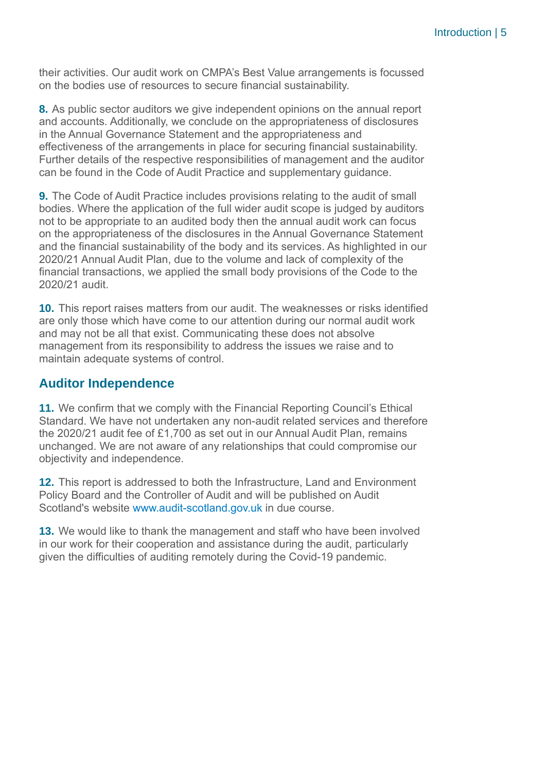their activities. Our audit work on CMPA's Best Value arrangements is focussed on the bodies use of resources to secure financial sustainability.

**8.** As public sector auditors we give independent opinions on the annual report and accounts. Additionally, we conclude on the appropriateness of disclosures in the Annual Governance Statement and the appropriateness and effectiveness of the arrangements in place for securing financial sustainability. Further details of the respective responsibilities of management and the auditor can be found in the Code of Audit Practice and supplementary guidance.

**9.** The Code of Audit Practice includes provisions relating to the audit of small bodies. Where the application of the full wider audit scope is judged by auditors not to be appropriate to an audited body then the annual audit work can focus on the appropriateness of the disclosures in the Annual Governance Statement and the financial sustainability of the body and its services. As highlighted in our 2020/21 Annual Audit Plan, due to the volume and lack of complexity of the financial transactions, we applied the small body provisions of the Code to the 2020/21 audit.

**10.** This report raises matters from our audit. The weaknesses or risks identified are only those which have come to our attention during our normal audit work and may not be all that exist. Communicating these does not absolve management from its responsibility to address the issues we raise and to maintain adequate systems of control.

## Auditor Independence

**11.** We confirm that we comply with the Financial Reporting Council's Ethical Standard. We have not undertaken any non-audit related services and therefore the 2020/21 audit fee of £1,700 as set out in our Annual Audit Plan, remains unchanged. We are not aware of any relationships that could compromise our objectivity and independence.

**12.** This report is addressed to both the Infrastructure, Land and Environment Policy Board and the Controller of Audit and will be published on Audit Scotland's website www.audit-scotland.gov.uk in due course.

**13.** We would like to thank the management and staff who have been involved in our work for their cooperation and assistance during the audit, particularly given the difficulties of auditing remotely during the Covid-19 pandemic.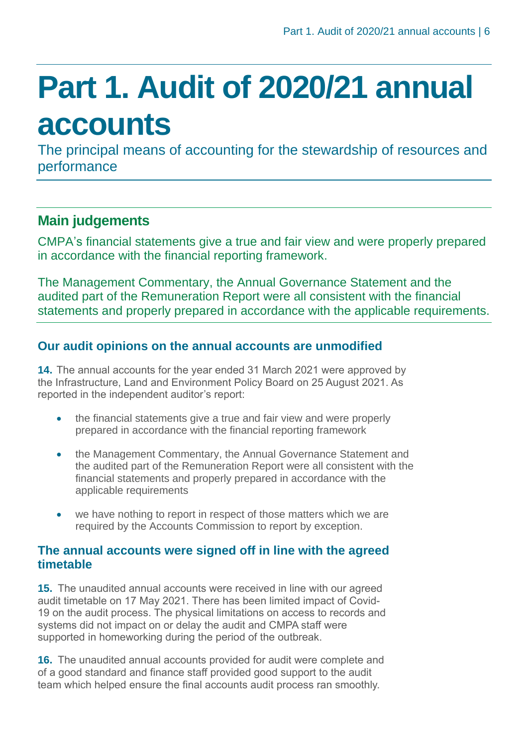# Part 1. Audit of 2020/21 annual accounts

The principal means of accounting for the stewardship of resources and performance

## Main judgements

CMPA's financial statements give a true and fair view and were properly prepared in accordance with the financial reporting framework.

The Management Commentary, the Annual Governance Statement and the audited part of the Remuneration Report were all consistent with the financial statements and properly prepared in accordance with the applicable requirements.

### Our audit opinions on the annual accounts are unmodified

**14.** The annual accounts for the year ended 31 March 2021 were approved by the Infrastructure, Land and Environment Policy Board on 25 August 2021. As reported in the independent auditor's report:

- the financial statements give a true and fair view and were properly prepared in accordance with the financial reporting framework
- the Management Commentary, the Annual Governance Statement and the audited part of the Remuneration Report were all consistent with the financial statements and properly prepared in accordance with the applicable requirements
- we have nothing to report in respect of those matters which we are required by the Accounts Commission to report by exception.

### The annual accounts were signed off in line with the agreed timetable

**15.** The unaudited annual accounts were received in line with our agreed audit timetable on 17 May 2021. There has been limited impact of Covid-19 on the audit process. The physical limitations on access to records and systems did not impact on or delay the audit and CMPA staff were supported in homeworking during the period of the outbreak.

**16.** The unaudited annual accounts provided for audit were complete and of a good standard and finance staff provided good support to the audit team which helped ensure the final accounts audit process ran smoothly.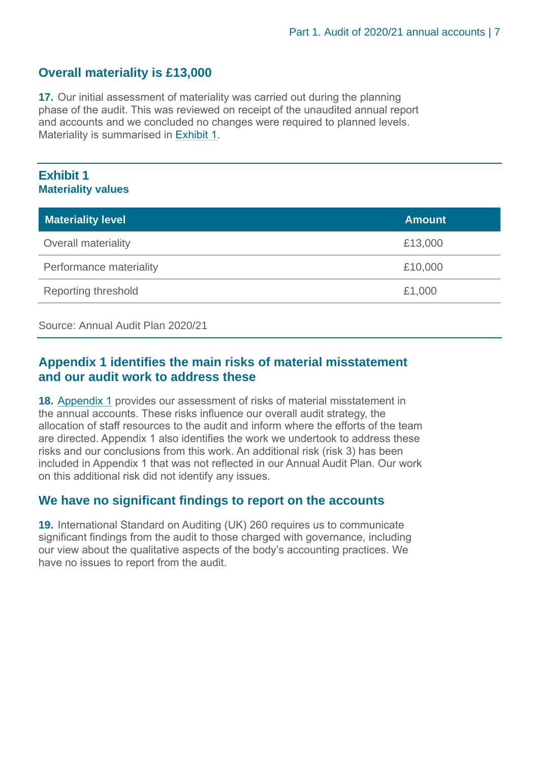## Overall materiality is £13,000

**17.** Our initial assessment of materiality was carried out during the planning phase of the audit. This was reviewed on receipt of the unaudited annual report and accounts and we concluded no changes were required to planned levels. Materiality is summarised in Exhibit 1.

**Exhibit 1**
**Materiality values**

| Materiality level | Amount |
| --- | --- |
| Overall materiality | £13,000 |
| Performance materiality | £10,000 |
| Reporting threshold | £1,000 |

Source: Annual Audit Plan 2020/21

## Appendix 1 identifies the main risks of material misstatement and our audit work to address these

**18.** Appendix 1 provides our assessment of risks of material misstatement in the annual accounts. These risks influence our overall audit strategy, the allocation of staff resources to the audit and inform where the efforts of the team are directed. Appendix 1 also identifies the work we undertook to address these risks and our conclusions from this work. An additional risk (risk 3) has been included in Appendix 1 that was not reflected in our Annual Audit Plan. Our work on this additional risk did not identify any issues.

## We have no significant findings to report on the accounts

**19.** International Standard on Auditing (UK) 260 requires us to communicate significant findings from the audit to those charged with governance, including our view about the qualitative aspects of the body's accounting practices. We have no issues to report from the audit.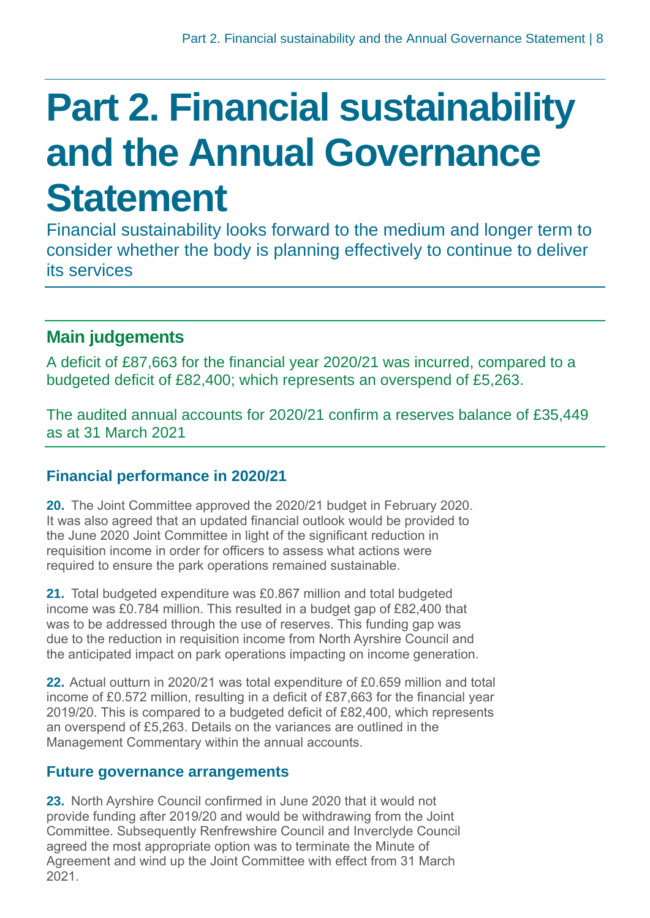# Part 2. Financial sustainability and the Annual Governance Statement

Financial sustainability looks forward to the medium and longer term to consider whether the body is planning effectively to continue to deliver its services

## Main judgements

A deficit of £87,663 for the financial year 2020/21 was incurred, compared to a budgeted deficit of £82,400; which represents an overspend of £5,263.

The audited annual accounts for 2020/21 confirm a reserves balance of £35,449 as at 31 March 2021

### Financial performance in 2020/21

**20.** The Joint Committee approved the 2020/21 budget in February 2020. It was also agreed that an updated financial outlook would be provided to the June 2020 Joint Committee in light of the significant reduction in requisition income in order for officers to assess what actions were required to ensure the park operations remained sustainable.

**21.** Total budgeted expenditure was £0.867 million and total budgeted income was £0.784 million. This resulted in a budget gap of £82,400 that was to be addressed through the use of reserves. This funding gap was due to the reduction in requisition income from North Ayrshire Council and the anticipated impact on park operations impacting on income generation.

**22.** Actual outturn in 2020/21 was total expenditure of £0.659 million and total income of £0.572 million, resulting in a deficit of £87,663 for the financial year 2019/20. This is compared to a budgeted deficit of £82,400, which represents an overspend of £5,263. Details on the variances are outlined in the Management Commentary within the annual accounts.

### Future governance arrangements

**23.** North Ayrshire Council confirmed in June 2020 that it would not provide funding after 2019/20 and would be withdrawing from the Joint Committee. Subsequently Renfrewshire Council and Inverclyde Council agreed the most appropriate option was to terminate the Minute of Agreement and wind up the Joint Committee with effect from 31 March 2021.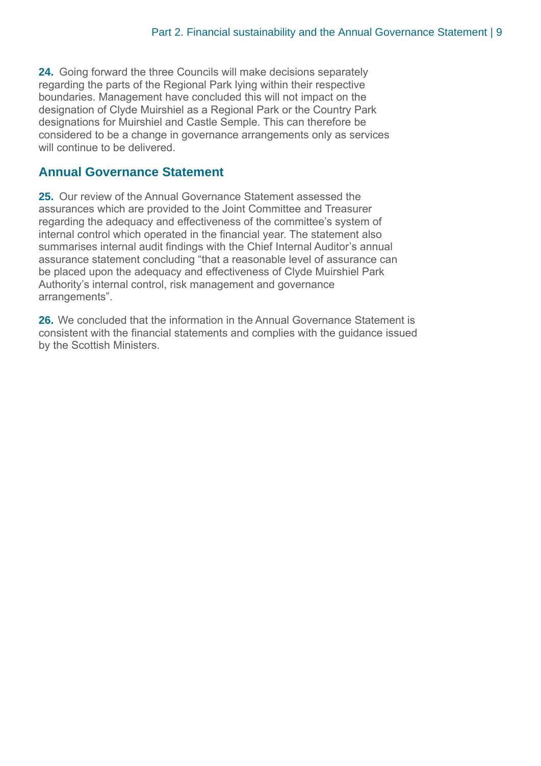**24.** Going forward the three Councils will make decisions separately regarding the parts of the Regional Park lying within their respective boundaries. Management have concluded this will not impact on the designation of Clyde Muirshiel as a Regional Park or the Country Park designations for Muirshiel and Castle Semple. This can therefore be considered to be a change in governance arrangements only as services will continue to be delivered.

## Annual Governance Statement

**25.** Our review of the Annual Governance Statement assessed the assurances which are provided to the Joint Committee and Treasurer regarding the adequacy and effectiveness of the committee's system of internal control which operated in the financial year. The statement also summarises internal audit findings with the Chief Internal Auditor's annual assurance statement concluding "that a reasonable level of assurance can be placed upon the adequacy and effectiveness of Clyde Muirshiel Park Authority's internal control, risk management and governance arrangements".

**26.** We concluded that the information in the Annual Governance Statement is consistent with the financial statements and complies with the guidance issued by the Scottish Ministers.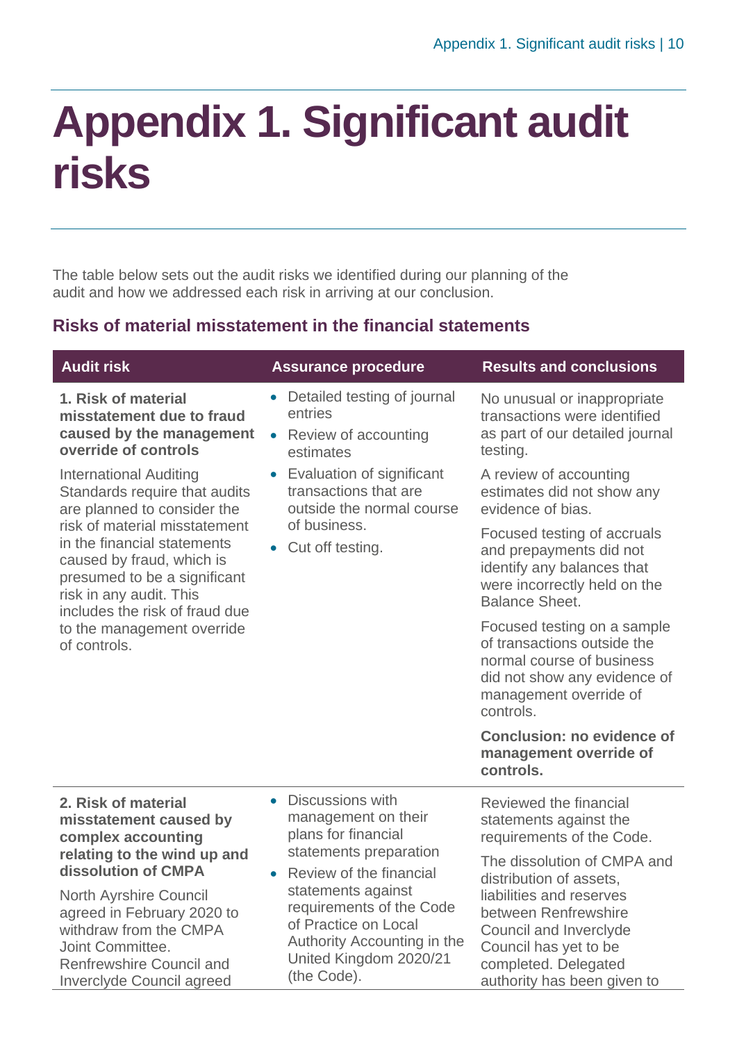# Appendix 1. Significant audit risks

The table below sets out the audit risks we identified during our planning of the audit and how we addressed each risk in arriving at our conclusion.

## Risks of material misstatement in the financial statements

| Audit risk | Assurance procedure | Results and conclusions |
|---|---|---|
| **1. Risk of material misstatement due to fraud caused by the management override of controls**<br><br>International Auditing Standards require that audits are planned to consider the risk of material misstatement in the financial statements caused by fraud, which is presumed to be a significant risk in any audit. This includes the risk of fraud due to the management override of controls. | • Detailed testing of journal entries<br>• Review of accounting estimates<br>• Evaluation of significant transactions that are outside the normal course of business.<br>• Cut off testing. | No unusual or inappropriate transactions were identified as part of our detailed journal testing.<br><br>A review of accounting estimates did not show any evidence of bias.<br><br>Focused testing of accruals and prepayments did not identify any balances that were incorrectly held on the Balance Sheet.<br><br>Focused testing on a sample of transactions outside the normal course of business did not show any evidence of management override of controls.<br><br>**Conclusion: no evidence of management override of controls.** |
| **2. Risk of material misstatement caused by complex accounting relating to the wind up and dissolution of CMPA**<br><br>North Ayrshire Council agreed in February 2020 to withdraw from the CMPA Joint Committee. Renfrewshire Council and Inverclyde Council agreed | • Discussions with management on their plans for financial statements preparation<br>• Review of the financial statements against requirements of the Code of Practice on Local Authority Accounting in the United Kingdom 2020/21 (the Code). | Reviewed the financial statements against the requirements of the Code.<br><br>The dissolution of CMPA and distribution of assets, liabilities and reserves between Renfrewshire Council and Inverclyde Council has yet to be completed. Delegated authority has been given to |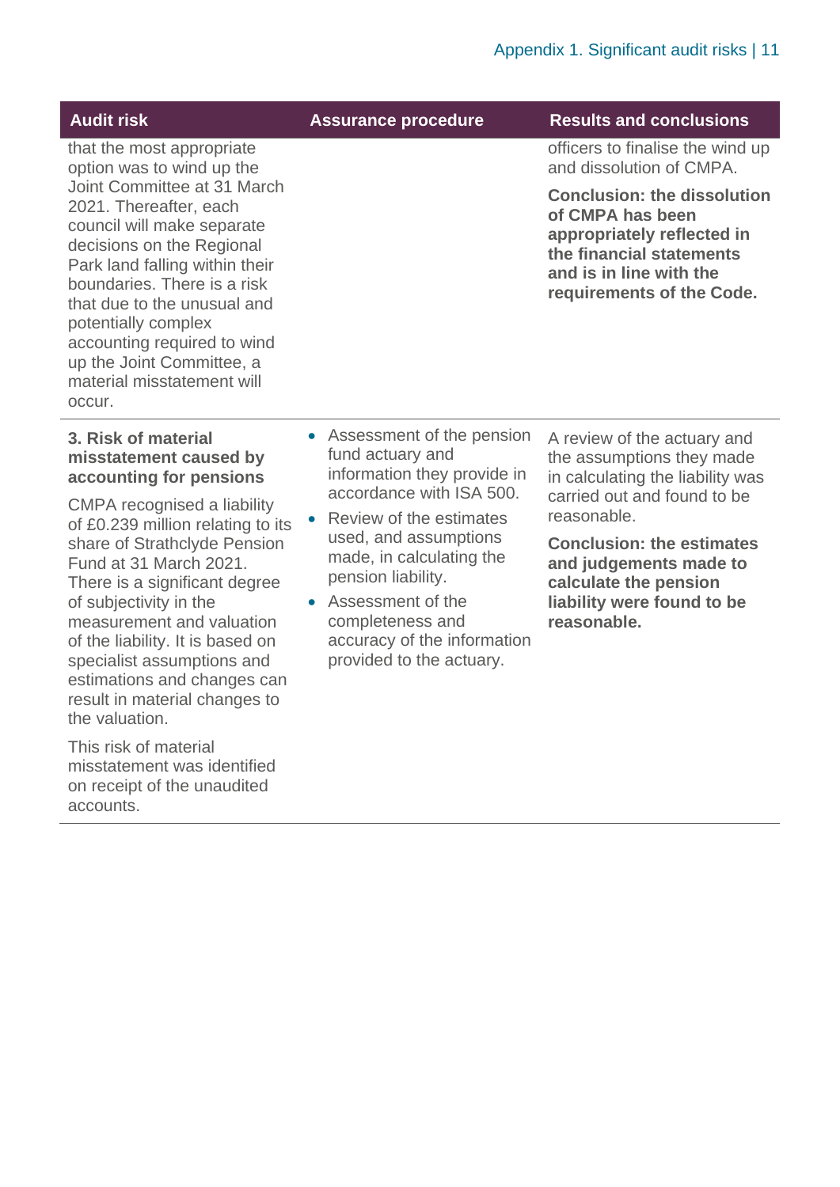| Audit risk | Assurance procedure | Results and conclusions |
|---|---|---|
| that the most appropriate option was to wind up the Joint Committee at 31 March 2021. Thereafter, each council will make separate decisions on the Regional Park land falling within their boundaries. There is a risk that due to the unusual and potentially complex accounting required to wind up the Joint Committee, a material misstatement will occur. | | officers to finalise the wind up and dissolution of CMPA.<br><br>**Conclusion: the dissolution of CMPA has been appropriately reflected in the financial statements and is in line with the requirements of the Code.** |
| **3. Risk of material misstatement caused by accounting for pensions**<br><br>CMPA recognised a liability of £0.239 million relating to its share of Strathclyde Pension Fund at 31 March 2021. There is a significant degree of subjectivity in the measurement and valuation of the liability. It is based on specialist assumptions and estimations and changes can result in material changes to the valuation.<br><br>This risk of material misstatement was identified on receipt of the unaudited accounts. | • Assessment of the pension fund actuary and information they provide in accordance with ISA 500.<br>• Review of the estimates used, and assumptions made, in calculating the pension liability.<br>• Assessment of the completeness and accuracy of the information provided to the actuary. | A review of the actuary and the assumptions they made in calculating the liability was carried out and found to be reasonable.<br><br>**Conclusion: the estimates and judgements made to calculate the pension liability were found to be reasonable.** |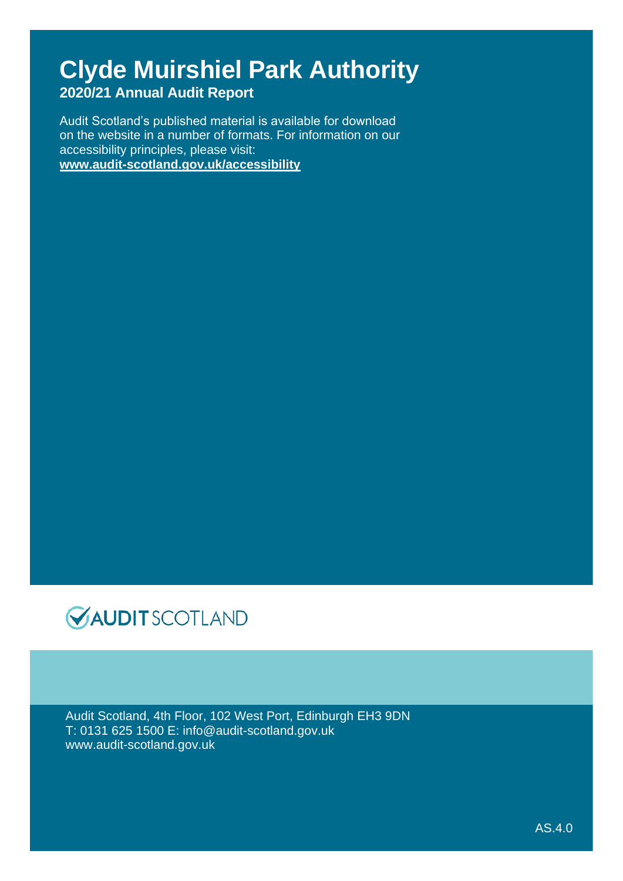# Clyde Muirshiel Park Authority

**2020/21 Annual Audit Report**

Audit Scotland's published material is available for download on the website in a number of formats. For information on our accessibility principles, please visit: **www.audit-scotland.gov.uk/accessibility**

AUDIT SCOTLAND

Audit Scotland, 4th Floor, 102 West Port, Edinburgh EH3 9DN
T: 0131 625 1500 E: info@audit-scotland.gov.uk
www.audit-scotland.gov.uk

AS.4.0